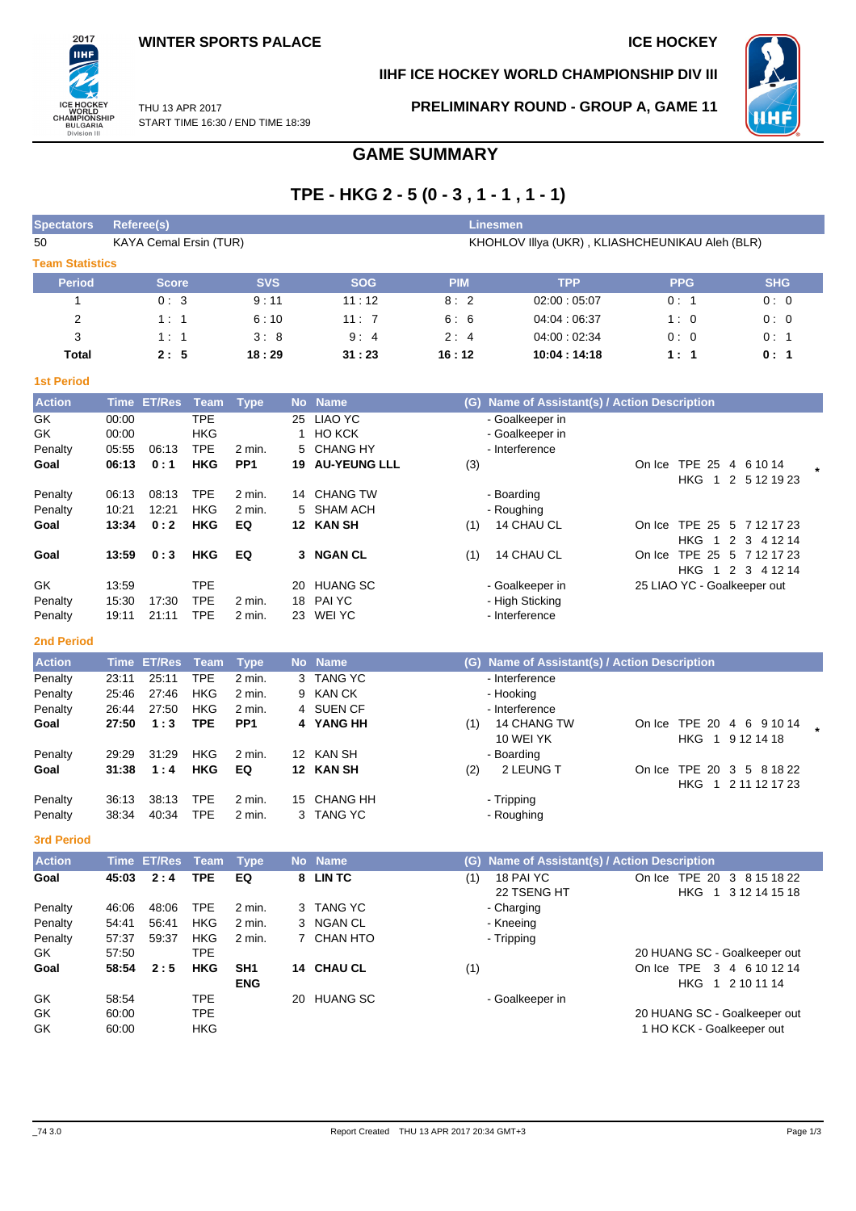WINTER SPORTS PALACE

ICE HOCKEY

IIHF ICE HOCKEY WORLD CHAMPIONSHIP DIV III

THU 13 APR 2017
START TIME 16:30 / END TIME 18:39

PRELIMINARY ROUND - GROUP A, GAME 11

# GAME SUMMARY

## TPE - HKG 2 - 5 (0 - 3 , 1 - 1 , 1 - 1)

| Spectators | Referee(s) | Linesmen |
|---|---|---|
| 50 | KAYA Cemal Ersin (TUR) | KHOHLOV Illya (UKR) , KLIASHCHEUNIKAU Aleh (BLR) |

### Team Statistics

| Period | Score | SVS | SOG | PIM | TPP | PPG | SHG |
|---|---|---|---|---|---|---|---|
| 1 | 0 : 3 | 9 : 11 | 11 : 12 | 8 : 2 | 02:00 : 05:07 | 0 : 1 | 0 : 0 |
| 2 | 1 : 1 | 6 : 10 | 11 : 7 | 6 : 6 | 04:04 : 06:37 | 1 : 0 | 0 : 0 |
| 3 | 1 : 1 | 3 : 8 | 9 : 4 | 2 : 4 | 04:00 : 02:34 | 0 : 0 | 0 : 1 |
| **Total** | **2 : 5** | **18 : 29** | **31 : 23** | **16 : 12** | **10:04 : 14:18** | **1 : 1** | **0 : 1** |

### 1st Period

| Action | Time | ET/Res | Team | Type | No | Name | (G) | Name of Assistant(s) / Action Description | |
|---|---|---|---|---|---|---|---|---|---|
| GK | 00:00 | | TPE | | 25 | LIAO YC | | - Goalkeeper in | |
| GK | 00:00 | | HKG | | 1 | HO KCK | | - Goalkeeper in | |
| Penalty | 05:55 | 06:13 | TPE | 2 min. | 5 | CHANG HY | | - Interference | |
| **Goal** | **06:13** | **0 : 1** | **HKG** | **PP1** | **19** | **AU-YEUNG LLL** | (3) | | On Ice TPE 25 4 6 10 14 HKG 1 2 5 12 19 23 * |
| Penalty | 06:13 | 08:13 | TPE | 2 min. | 14 | CHANG TW | | - Boarding | |
| Penalty | 10:21 | 12:21 | HKG | 2 min. | 5 | SHAM ACH | | - Roughing | |
| **Goal** | **13:34** | **0 : 2** | **HKG** | **EQ** | **12** | **KAN SH** | (1) | 14 CHAU CL | On Ice TPE 25 5 7 12 17 23 HKG 1 2 3 4 12 14 |
| **Goal** | **13:59** | **0 : 3** | **HKG** | **EQ** | **3** | **NGAN CL** | (1) | 14 CHAU CL | On Ice TPE 25 5 7 12 17 23 HKG 1 2 3 4 12 14 |
| GK | 13:59 | | TPE | | 20 | HUANG SC | | - Goalkeeper in | 25 LIAO YC - Goalkeeper out |
| Penalty | 15:30 | 17:30 | TPE | 2 min. | 18 | PAI YC | | - High Sticking | |
| Penalty | 19:11 | 21:11 | TPE | 2 min. | 23 | WEI YC | | - Interference | |

### 2nd Period

| Action | Time | ET/Res | Team | Type | No | Name | (G) | Name of Assistant(s) / Action Description | |
|---|---|---|---|---|---|---|---|---|---|
| Penalty | 23:11 | 25:11 | TPE | 2 min. | 3 | TANG YC | | - Interference | |
| Penalty | 25:46 | 27:46 | HKG | 2 min. | 9 | KAN CK | | - Hooking | |
| Penalty | 26:44 | 27:50 | HKG | 2 min. | 4 | SUEN CF | | - Interference | |
| **Goal** | **27:50** | **1 : 3** | **TPE** | **PP1** | **4** | **YANG HH** | (1) | 14 CHANG TW 10 WEI YK | On Ice TPE 20 4 6 9 10 14 HKG 1 9 12 14 18 * |
| Penalty | 29:29 | 31:29 | HKG | 2 min. | 12 | KAN SH | | - Boarding | |
| **Goal** | **31:38** | **1 : 4** | **HKG** | **EQ** | **12** | **KAN SH** | (2) | 2 LEUNG T | On Ice TPE 20 3 5 8 18 22 HKG 1 2 11 12 17 23 |
| Penalty | 36:13 | 38:13 | TPE | 2 min. | 15 | CHANG HH | | - Tripping | |
| Penalty | 38:34 | 40:34 | TPE | 2 min. | 3 | TANG YC | | - Roughing | |

### 3rd Period

| Action | Time | ET/Res | Team | Type | No | Name | (G) | Name of Assistant(s) / Action Description | |
|---|---|---|---|---|---|---|---|---|---|
| **Goal** | **45:03** | **2 : 4** | **TPE** | **EQ** | **8** | **LIN TC** | (1) | 18 PAI YC 22 TSENG HT | On Ice TPE 20 3 8 15 18 22 HKG 1 3 12 14 15 18 |
| Penalty | 46:06 | 48:06 | TPE | 2 min. | 3 | TANG YC | | - Charging | |
| Penalty | 54:41 | 56:41 | HKG | 2 min. | 3 | NGAN CL | | - Kneeing | |
| Penalty | 57:37 | 59:37 | HKG | 2 min. | 7 | CHAN HTO | | - Tripping | |
| GK | 57:50 | | TPE | | | | | | 20 HUANG SC - Goalkeeper out |
| **Goal** | **58:54** | **2 : 5** | **HKG** | **SH1 ENG** | **14** | **CHAU CL** | (1) | | On Ice TPE 3 4 6 10 12 14 HKG 1 2 10 11 14 |
| GK | 58:54 | | TPE | | 20 | HUANG SC | | - Goalkeeper in | |
| GK | 60:00 | | TPE | | | | | | 20 HUANG SC - Goalkeeper out |
| GK | 60:00 | | HKG | | | | | | 1 HO KCK - Goalkeeper out |

_74 3.0 Report Created THU 13 APR 2017 20:34 GMT+3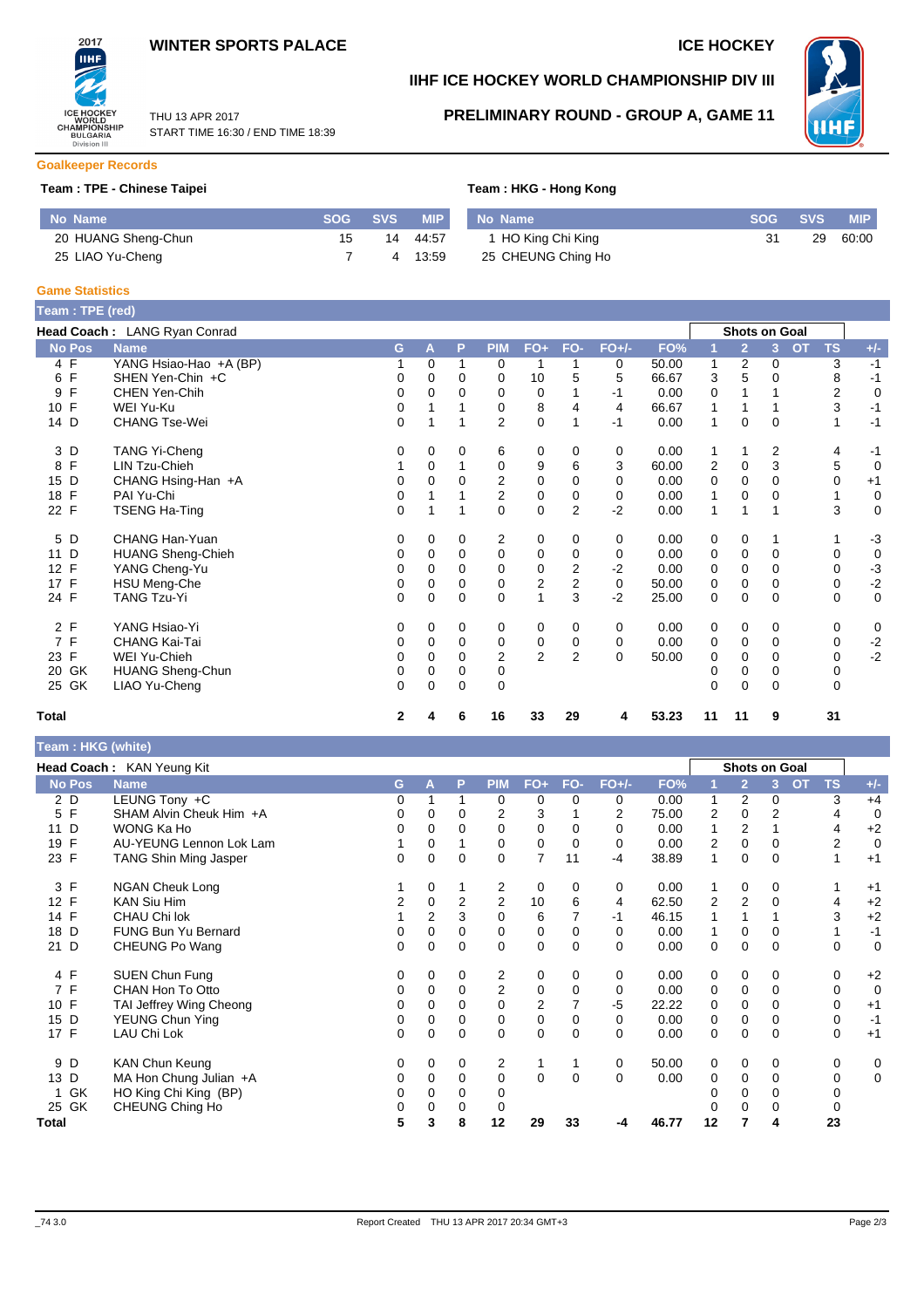# WINTER SPORTS PALACE

# ICE HOCKEY

## IIHF ICE HOCKEY WORLD CHAMPIONSHIP DIV III

## PRELIMINARY ROUND - GROUP A, GAME 11

THU 13 APR 2017
START TIME 16:30 / END TIME 18:39

### Goalkeeper Records

**Team : TPE - Chinese Taipei**

| No | Name | SOG | SVS | MIP |
|---|---|---|---|---|
| 20 | HUANG Sheng-Chun | 15 | 14 | 44:57 |
| 25 | LIAO Yu-Cheng | 7 | 4 | 13:59 |

**Team : HKG - Hong Kong**

| No | Name | SOG | SVS | MIP |
|---|---|---|---|---|
| 1 | HO King Chi King | 31 | 29 | 60:00 |
| 25 | CHEUNG Ching Ho | | | |

### Game Statistics

**Team : TPE (red)**

**Head Coach :** LANG Ryan Conrad

| No | Pos | Name | G | A | P | PIM | FO+ | FO- | FO+/- | FO% | Shots on Goal 1 | 2 | 3 | OT | TS | +/- |
|---|---|---|---|---|---|---|---|---|---|---|---|---|---|---|---|---|
| 4 | F | YANG Hsiao-Hao +A (BP) | 1 | 0 | 1 | 0 | 1 | 1 | 0 | 50.00 | 1 | 2 | 0 | | 3 | -1 |
| 6 | F | SHEN Yen-Chin +C | 0 | 0 | 0 | 0 | 10 | 5 | 5 | 66.67 | 3 | 5 | 0 | | 8 | -1 |
| 9 | F | CHEN Yen-Chih | 0 | 0 | 0 | 0 | 0 | 1 | -1 | 0.00 | 0 | 1 | 1 | | 2 | 0 |
| 10 | F | WEI Yu-Ku | 0 | 1 | 1 | 0 | 8 | 4 | 4 | 66.67 | 1 | 1 | 1 | | 3 | -1 |
| 14 | D | CHANG Tse-Wei | 0 | 1 | 1 | 2 | 0 | 1 | -1 | 0.00 | 1 | 0 | 0 | | 1 | -1 |
| 3 | D | TANG Yi-Cheng | 0 | 0 | 0 | 6 | 0 | 0 | 0 | 0.00 | 1 | 1 | 2 | | 4 | -1 |
| 8 | F | LIN Tzu-Chieh | 1 | 0 | 1 | 0 | 9 | 6 | 3 | 60.00 | 2 | 0 | 3 | | 5 | 0 |
| 15 | D | CHANG Hsing-Han +A | 0 | 0 | 0 | 2 | 0 | 0 | 0 | 0.00 | 0 | 0 | 0 | | 0 | +1 |
| 18 | F | PAI Yu-Chi | 0 | 1 | 1 | 2 | 0 | 0 | 0 | 0.00 | 1 | 0 | 0 | | 1 | 0 |
| 22 | F | TSENG Ha-Ting | 0 | 1 | 1 | 0 | 0 | 2 | -2 | 0.00 | 1 | 1 | 1 | | 3 | 0 |
| 5 | D | CHANG Han-Yuan | 0 | 0 | 0 | 2 | 0 | 0 | 0 | 0.00 | 0 | 0 | 1 | | 1 | -3 |
| 11 | D | HUANG Sheng-Chieh | 0 | 0 | 0 | 0 | 0 | 0 | 0 | 0.00 | 0 | 0 | 0 | | 0 | 0 |
| 12 | F | YANG Cheng-Yu | 0 | 0 | 0 | 0 | 0 | 2 | -2 | 0.00 | 0 | 0 | 0 | | 0 | -3 |
| 17 | F | HSU Meng-Che | 0 | 0 | 0 | 0 | 2 | 2 | 0 | 50.00 | 0 | 0 | 0 | | 0 | -2 |
| 24 | F | TANG Tzu-Yi | 0 | 0 | 0 | 0 | 1 | 3 | -2 | 25.00 | 0 | 0 | 0 | | 0 | 0 |
| 2 | F | YANG Hsiao-Yi | 0 | 0 | 0 | 0 | 0 | 0 | 0 | 0.00 | 0 | 0 | 0 | | 0 | 0 |
| 7 | F | CHANG Kai-Tai | 0 | 0 | 0 | 0 | 0 | 0 | 0 | 0.00 | 0 | 0 | 0 | | 0 | -2 |
| 23 | F | WEI Yu-Chieh | 0 | 0 | 0 | 2 | 2 | 2 | 0 | 50.00 | 0 | 0 | 0 | | 0 | -2 |
| 20 | GK | HUANG Sheng-Chun | 0 | 0 | 0 | 0 | | | | | 0 | 0 | 0 | | 0 | |
| 25 | GK | LIAO Yu-Cheng | 0 | 0 | 0 | 0 | | | | | 0 | 0 | 0 | | 0 | |
| **Total** | | | **2** | **4** | **6** | **16** | **33** | **29** | **4** | **53.23** | **11** | **11** | **9** | | **31** | |

**Team : HKG (white)**

**Head Coach :** KAN Yeung Kit

| No | Pos | Name | G | A | P | PIM | FO+ | FO- | FO+/- | FO% | Shots on Goal 1 | 2 | 3 | OT | TS | +/- |
|---|---|---|---|---|---|---|---|---|---|---|---|---|---|---|---|---|
| 2 | D | LEUNG Tony +C | 0 | 1 | 1 | 0 | 0 | 0 | 0 | 0.00 | 1 | 2 | 0 | | 3 | +4 |
| 5 | F | SHAM Alvin Cheuk Him +A | 0 | 0 | 0 | 2 | 3 | 1 | 2 | 75.00 | 2 | 0 | 2 | | 4 | 0 |
| 11 | D | WONG Ka Ho | 0 | 0 | 0 | 0 | 0 | 0 | 0 | 0.00 | 1 | 2 | 1 | | 4 | +2 |
| 19 | F | AU-YEUNG Lennon Lok Lam | 1 | 0 | 1 | 0 | 0 | 0 | 0 | 0.00 | 2 | 0 | 0 | | 2 | 0 |
| 23 | F | TANG Shin Ming Jasper | 0 | 0 | 0 | 0 | 7 | 11 | -4 | 38.89 | 1 | 0 | 0 | | 1 | +1 |
| 3 | F | NGAN Cheuk Long | 1 | 0 | 1 | 2 | 0 | 0 | 0 | 0.00 | 1 | 0 | 0 | | 1 | +1 |
| 12 | F | KAN Siu Him | 2 | 0 | 2 | 2 | 10 | 6 | 4 | 62.50 | 2 | 2 | 0 | | 4 | +2 |
| 14 | F | CHAU Chi lok | 1 | 2 | 3 | 0 | 6 | 7 | -1 | 46.15 | 1 | 1 | 1 | | 3 | +2 |
| 18 | D | FUNG Bun Yu Bernard | 0 | 0 | 0 | 0 | 0 | 0 | 0 | 0.00 | 1 | 0 | 0 | | 1 | -1 |
| 21 | D | CHEUNG Po Wang | 0 | 0 | 0 | 0 | 0 | 0 | 0 | 0.00 | 0 | 0 | 0 | | 0 | 0 |
| 4 | F | SUEN Chun Fung | 0 | 0 | 0 | 2 | 0 | 0 | 0 | 0.00 | 0 | 0 | 0 | | 0 | +2 |
| 7 | F | CHAN Hon To Otto | 0 | 0 | 0 | 2 | 0 | 0 | 0 | 0.00 | 0 | 0 | 0 | | 0 | 0 |
| 10 | F | TAI Jeffrey Wing Cheong | 0 | 0 | 0 | 0 | 2 | 7 | -5 | 22.22 | 0 | 0 | 0 | | 0 | +1 |
| 15 | D | YEUNG Chun Ying | 0 | 0 | 0 | 0 | 0 | 0 | 0 | 0.00 | 0 | 0 | 0 | | 0 | -1 |
| 17 | F | LAU Chi Lok | 0 | 0 | 0 | 0 | 0 | 0 | 0 | 0.00 | 0 | 0 | 0 | | 0 | +1 |
| 9 | D | KAN Chun Keung | 0 | 0 | 0 | 2 | 1 | 1 | 0 | 50.00 | 0 | 0 | 0 | | 0 | 0 |
| 13 | D | MA Hon Chung Julian +A | 0 | 0 | 0 | 0 | 0 | 0 | 0 | 0.00 | 0 | 0 | 0 | | 0 | 0 |
| 1 | GK | HO King Chi King (BP) | 0 | 0 | 0 | 0 | | | | | 0 | 0 | 0 | | 0 | |
| 25 | GK | CHEUNG Ching Ho | 0 | 0 | 0 | 0 | | | | | 0 | 0 | 0 | | 0 | |
| **Total** | | | **5** | **3** | **8** | **12** | **29** | **33** | **-4** | **46.77** | **12** | **7** | **4** | | **23** | |

_74 3.0 Report Created THU 13 APR 2017 20:34 GMT+3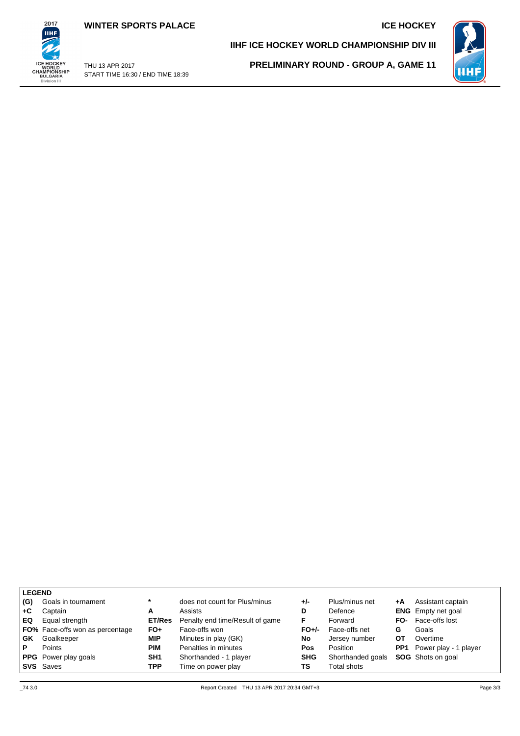## LEGEND

| | | | | | | | |
|---|---|---|---|---|---|---|---|
| (G) | Goals in tournament | * | does not count for Plus/minus | +/- | Plus/minus net | +A | Assistant captain |
| +C | Captain | A | Assists | D | Defence | ENG | Empty net goal |
| EQ | Equal strength | ET/Res | Penalty end time/Result of game | F | Forward | FO- | Face-offs lost |
| FO% | Face-offs won as percentage | FO+ | Face-offs won | FO+/- | Face-offs net | G | Goals |
| GK | Goalkeeper | MIP | Minutes in play (GK) | No | Jersey number | OT | Overtime |
| P | Points | PIM | Penalties in minutes | Pos | Position | PP1 | Power play - 1 player |
| PPG | Power play goals | SH1 | Shorthanded - 1 player | SHG | Shorthanded goals | SOG | Shots on goal |
| SVS | Saves | TPP | Time on power play | TS | Total shots | | |

_74 3.0

Report Created THU 13 APR 2017 20:34 GMT+3